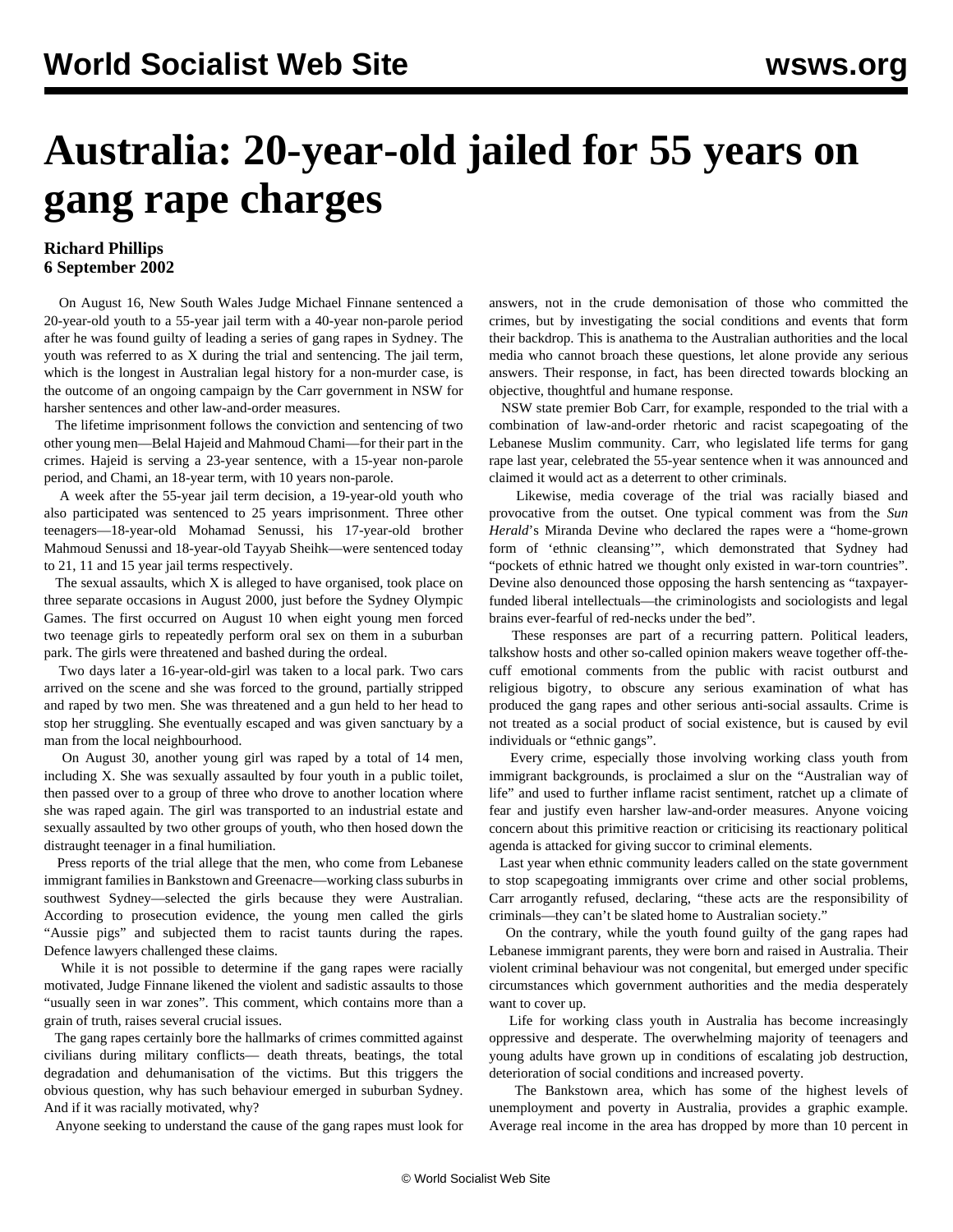# Australia: 20-year-old jailed for 55 years on gang rape charges

**Richard Phillips**
**6 September 2002**

On August 16, New South Wales Judge Michael Finnane sentenced a 20-year-old youth to a 55-year jail term with a 40-year non-parole period after he was found guilty of leading a series of gang rapes in Sydney. The youth was referred to as X during the trial and sentencing. The jail term, which is the longest in Australian legal history for a non-murder case, is the outcome of an ongoing campaign by the Carr government in NSW for harsher sentences and other law-and-order measures.

The lifetime imprisonment follows the conviction and sentencing of two other young men—Belal Hajeid and Mahmoud Chami—for their part in the crimes. Hajeid is serving a 23-year sentence, with a 15-year non-parole period, and Chami, an 18-year term, with 10 years non-parole.

A week after the 55-year jail term decision, a 19-year-old youth who also participated was sentenced to 25 years imprisonment. Three other teenagers—18-year-old Mohamad Senussi, his 17-year-old brother Mahmoud Senussi and 18-year-old Tayyab Sheihk—were sentenced today to 21, 11 and 15 year jail terms respectively.

The sexual assaults, which X is alleged to have organised, took place on three separate occasions in August 2000, just before the Sydney Olympic Games. The first occurred on August 10 when eight young men forced two teenage girls to repeatedly perform oral sex on them in a suburban park. The girls were threatened and bashed during the ordeal.

Two days later a 16-year-old-girl was taken to a local park. Two cars arrived on the scene and she was forced to the ground, partially stripped and raped by two men. She was threatened and a gun held to her head to stop her struggling. She eventually escaped and was given sanctuary by a man from the local neighbourhood.

On August 30, another young girl was raped by a total of 14 men, including X. She was sexually assaulted by four youth in a public toilet, then passed over to a group of three who drove to another location where she was raped again. The girl was transported to an industrial estate and sexually assaulted by two other groups of youth, who then hosed down the distraught teenager in a final humiliation.

Press reports of the trial allege that the men, who come from Lebanese immigrant families in Bankstown and Greenacre—working class suburbs in southwest Sydney—selected the girls because they were Australian. According to prosecution evidence, the young men called the girls "Aussie pigs" and subjected them to racist taunts during the rapes. Defence lawyers challenged these claims.

While it is not possible to determine if the gang rapes were racially motivated, Judge Finnane likened the violent and sadistic assaults to those "usually seen in war zones". This comment, which contains more than a grain of truth, raises several crucial issues.

The gang rapes certainly bore the hallmarks of crimes committed against civilians during military conflicts— death threats, beatings, the total degradation and dehumanisation of the victims. But this triggers the obvious question, why has such behaviour emerged in suburban Sydney. And if it was racially motivated, why?

Anyone seeking to understand the cause of the gang rapes must look for answers, not in the crude demonisation of those who committed the crimes, but by investigating the social conditions and events that form their backdrop. This is anathema to the Australian authorities and the local media who cannot broach these questions, let alone provide any serious answers. Their response, in fact, has been directed towards blocking an objective, thoughtful and humane response.

NSW state premier Bob Carr, for example, responded to the trial with a combination of law-and-order rhetoric and racist scapegoating of the Lebanese Muslim community. Carr, who legislated life terms for gang rape last year, celebrated the 55-year sentence when it was announced and claimed it would act as a deterrent to other criminals.

Likewise, media coverage of the trial was racially biased and provocative from the outset. One typical comment was from the *Sun Herald*'s Miranda Devine who declared the rapes were a "home-grown form of 'ethnic cleansing'", which demonstrated that Sydney had "pockets of ethnic hatred we thought only existed in war-torn countries". Devine also denounced those opposing the harsh sentencing as "taxpayer-funded liberal intellectuals—the criminologists and sociologists and legal brains ever-fearful of red-necks under the bed".

These responses are part of a recurring pattern. Political leaders, talkshow hosts and other so-called opinion makers weave together off-the-cuff emotional comments from the public with racist outburst and religious bigotry, to obscure any serious examination of what has produced the gang rapes and other serious anti-social assaults. Crime is not treated as a social product of social existence, but is caused by evil individuals or "ethnic gangs".

Every crime, especially those involving working class youth from immigrant backgrounds, is proclaimed a slur on the "Australian way of life" and used to further inflame racist sentiment, ratchet up a climate of fear and justify even harsher law-and-order measures. Anyone voicing concern about this primitive reaction or criticising its reactionary political agenda is attacked for giving succor to criminal elements.

Last year when ethnic community leaders called on the state government to stop scapegoating immigrants over crime and other social problems, Carr arrogantly refused, declaring, "these acts are the responsibility of criminals—they can't be slated home to Australian society."

On the contrary, while the youth found guilty of the gang rapes had Lebanese immigrant parents, they were born and raised in Australia. Their violent criminal behaviour was not congenital, but emerged under specific circumstances which government authorities and the media desperately want to cover up.

Life for working class youth in Australia has become increasingly oppressive and desperate. The overwhelming majority of teenagers and young adults have grown up in conditions of escalating job destruction, deterioration of social conditions and increased poverty.

The Bankstown area, which has some of the highest levels of unemployment and poverty in Australia, provides a graphic example. Average real income in the area has dropped by more than 10 percent in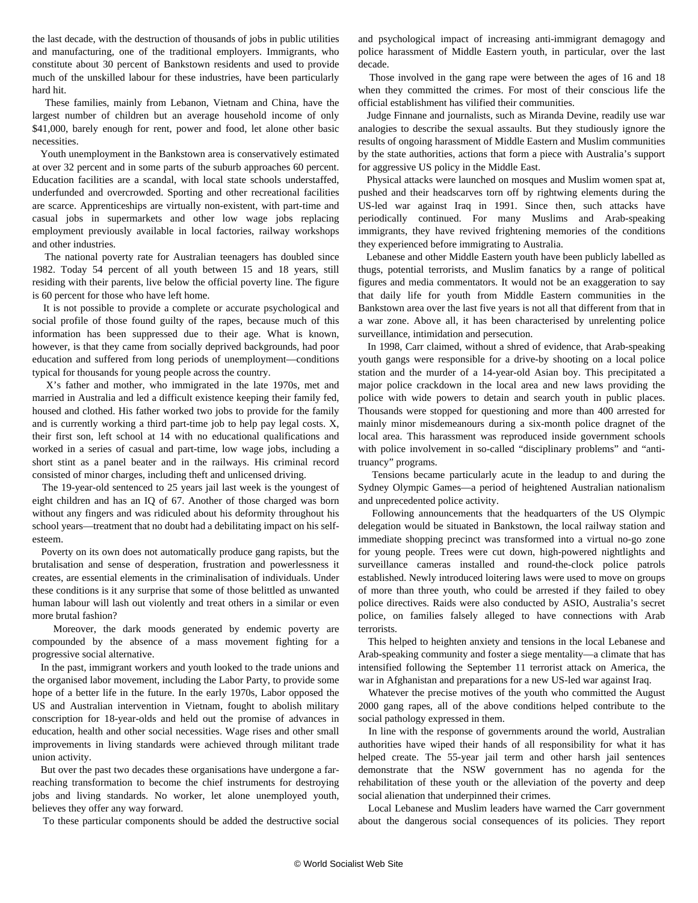the last decade, with the destruction of thousands of jobs in public utilities and manufacturing, one of the traditional employers. Immigrants, who constitute about 30 percent of Bankstown residents and used to provide much of the unskilled labour for these industries, have been particularly hard hit.

These families, mainly from Lebanon, Vietnam and China, have the largest number of children but an average household income of only $41,000, barely enough for rent, power and food, let alone other basic necessities.

Youth unemployment in the Bankstown area is conservatively estimated at over 32 percent and in some parts of the suburb approaches 60 percent. Education facilities are a scandal, with local state schools understaffed, underfunded and overcrowded. Sporting and other recreational facilities are scarce. Apprenticeships are virtually non-existent, with part-time and casual jobs in supermarkets and other low wage jobs replacing employment previously available in local factories, railway workshops and other industries.

The national poverty rate for Australian teenagers has doubled since 1982. Today 54 percent of all youth between 15 and 18 years, still residing with their parents, live below the official poverty line. The figure is 60 percent for those who have left home.

It is not possible to provide a complete or accurate psychological and social profile of those found guilty of the rapes, because much of this information has been suppressed due to their age. What is known, however, is that they came from socially deprived backgrounds, had poor education and suffered from long periods of unemployment—conditions typical for thousands for young people across the country.

X's father and mother, who immigrated in the late 1970s, met and married in Australia and led a difficult existence keeping their family fed, housed and clothed. His father worked two jobs to provide for the family and is currently working a third part-time job to help pay legal costs. X, their first son, left school at 14 with no educational qualifications and worked in a series of casual and part-time, low wage jobs, including a short stint as a panel beater and in the railways. His criminal record consisted of minor charges, including theft and unlicensed driving.

The 19-year-old sentenced to 25 years jail last week is the youngest of eight children and has an IQ of 67. Another of those charged was born without any fingers and was ridiculed about his deformity throughout his school years—treatment that no doubt had a debilitating impact on his self-esteem.

Poverty on its own does not automatically produce gang rapists, but the brutalisation and sense of desperation, frustration and powerlessness it creates, are essential elements in the criminalisation of individuals. Under these conditions is it any surprise that some of those belittled as unwanted human labour will lash out violently and treat others in a similar or even more brutal fashion?

Moreover, the dark moods generated by endemic poverty are compounded by the absence of a mass movement fighting for a progressive social alternative.

In the past, immigrant workers and youth looked to the trade unions and the organised labor movement, including the Labor Party, to provide some hope of a better life in the future. In the early 1970s, Labor opposed the US and Australian intervention in Vietnam, fought to abolish military conscription for 18-year-olds and held out the promise of advances in education, health and other social necessities. Wage rises and other small improvements in living standards were achieved through militant trade union activity.

But over the past two decades these organisations have undergone a far-reaching transformation to become the chief instruments for destroying jobs and living standards. No worker, let alone unemployed youth, believes they offer any way forward.

To these particular components should be added the destructive social and psychological impact of increasing anti-immigrant demagogy and police harassment of Middle Eastern youth, in particular, over the last decade.

Those involved in the gang rape were between the ages of 16 and 18 when they committed the crimes. For most of their conscious life the official establishment has vilified their communities.

Judge Finnane and journalists, such as Miranda Devine, readily use war analogies to describe the sexual assaults. But they studiously ignore the results of ongoing harassment of Middle Eastern and Muslim communities by the state authorities, actions that form a piece with Australia's support for aggressive US policy in the Middle East.

Physical attacks were launched on mosques and Muslim women spat at, pushed and their headscarves torn off by rightwing elements during the US-led war against Iraq in 1991. Since then, such attacks have periodically continued. For many Muslims and Arab-speaking immigrants, they have revived frightening memories of the conditions they experienced before immigrating to Australia.

Lebanese and other Middle Eastern youth have been publicly labelled as thugs, potential terrorists, and Muslim fanatics by a range of political figures and media commentators. It would not be an exaggeration to say that daily life for youth from Middle Eastern communities in the Bankstown area over the last five years is not all that different from that in a war zone. Above all, it has been characterised by unrelenting police surveillance, intimidation and persecution.

In 1998, Carr claimed, without a shred of evidence, that Arab-speaking youth gangs were responsible for a drive-by shooting on a local police station and the murder of a 14-year-old Asian boy. This precipitated a major police crackdown in the local area and new laws providing the police with wide powers to detain and search youth in public places. Thousands were stopped for questioning and more than 400 arrested for mainly minor misdemeanours during a six-month police dragnet of the local area. This harassment was reproduced inside government schools with police involvement in so-called "disciplinary problems" and "anti-truancy" programs.

Tensions became particularly acute in the leadup to and during the Sydney Olympic Games—a period of heightened Australian nationalism and unprecedented police activity.

Following announcements that the headquarters of the US Olympic delegation would be situated in Bankstown, the local railway station and immediate shopping precinct was transformed into a virtual no-go zone for young people. Trees were cut down, high-powered nightlights and surveillance cameras installed and round-the-clock police patrols established. Newly introduced loitering laws were used to move on groups of more than three youth, who could be arrested if they failed to obey police directives. Raids were also conducted by ASIO, Australia's secret police, on families falsely alleged to have connections with Arab terrorists.

This helped to heighten anxiety and tensions in the local Lebanese and Arab-speaking community and foster a siege mentality—a climate that has intensified following the September 11 terrorist attack on America, the war in Afghanistan and preparations for a new US-led war against Iraq.

Whatever the precise motives of the youth who committed the August 2000 gang rapes, all of the above conditions helped contribute to the social pathology expressed in them.

In line with the response of governments around the world, Australian authorities have wiped their hands of all responsibility for what it has helped create. The 55-year jail term and other harsh jail sentences demonstrate that the NSW government has no agenda for the rehabilitation of these youth or the alleviation of the poverty and deep social alienation that underpinned their crimes.

Local Lebanese and Muslim leaders have warned the Carr government about the dangerous social consequences of its policies. They report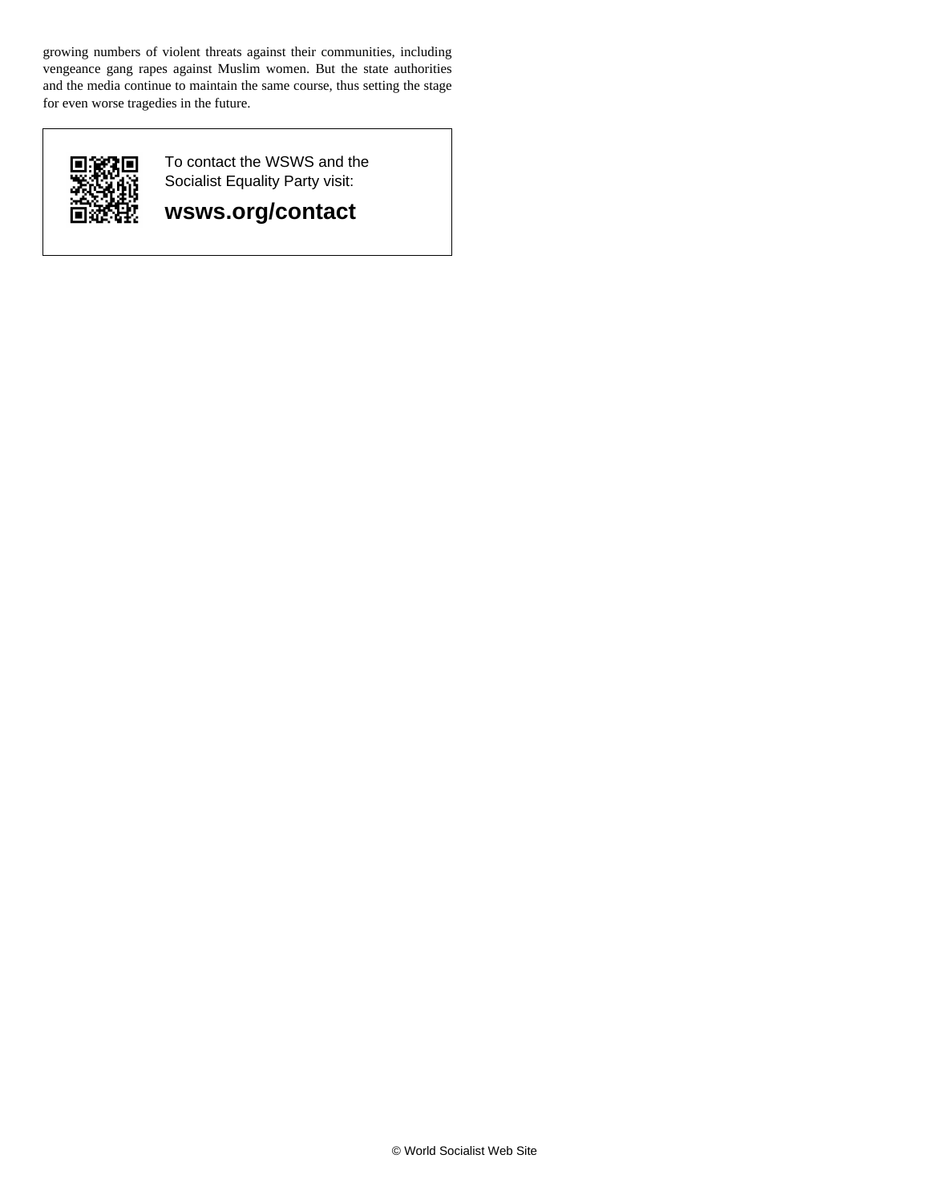growing numbers of violent threats against their communities, including vengeance gang rapes against Muslim women. But the state authorities and the media continue to maintain the same course, thus setting the stage for even worse tragedies in the future.

To contact the WSWS and the Socialist Equality Party visit:

**wsws.org/contact**

© World Socialist Web Site